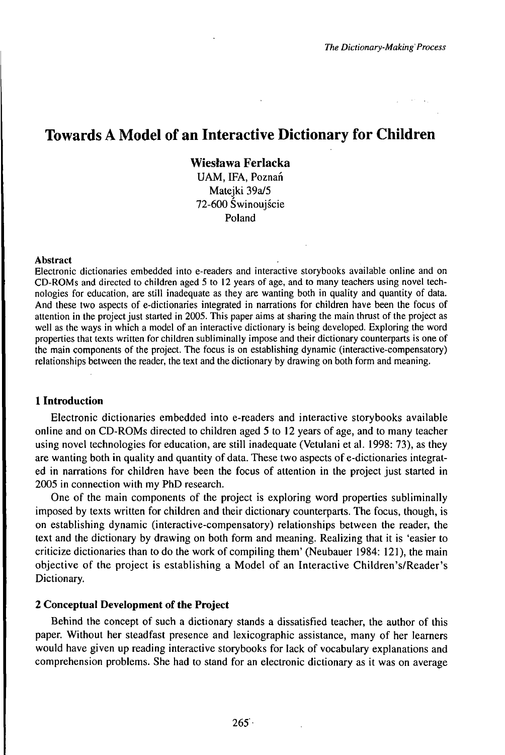# Towards A Model of an Interactive Dictionary for Children

**Wiesława Ferlacka**
UAM, IFA, Poznań
Matejki 39a/5
72-600 Świnoujście
Poland

**Abstract**

Electronic dictionaries embedded into e-readers and interactive storybooks available online and on CD-ROMs and directed to children aged 5 to 12 years of age, and to many teachers using novel technologies for education, are still inadequate as they are wanting both in quality and quantity of data. And these two aspects of e-dictionaries integrated in narrations for children have been the focus of attention in the project just started in 2005. This paper aims at sharing the main thrust of the project as well as the ways in which a model of an interactive dictionary is being developed. Exploring the word properties that texts written for children subliminally impose and their dictionary counterparts is one of the main components of the project. The focus is on establishing dynamic (interactive-compensatory) relationships between the reader, the text and the dictionary by drawing on both form and meaning.

## 1 Introduction

Electronic dictionaries embedded into e-readers and interactive storybooks available online and on CD-ROMs directed to children aged 5 to 12 years of age, and to many teacher using novel technologies for education, are still inadequate (Vetulani et al. 1998: 73), as they are wanting both in quality and quantity of data. These two aspects of e-dictionaries integrated in narrations for children have been the focus of attention in the project just started in 2005 in connection with my PhD research.

One of the main components of the project is exploring word properties subliminally imposed by texts written for children and their dictionary counterparts. The focus, though, is on establishing dynamic (interactive-compensatory) relationships between the reader, the text and the dictionary by drawing on both form and meaning. Realizing that it is 'easier to criticize dictionaries than to do the work of compiling them' (Neubauer 1984: 121), the main objective of the project is establishing a Model of an Interactive Children's/Reader's Dictionary.

## 2 Conceptual Development of the Project

Behind the concept of such a dictionary stands a dissatisfied teacher, the author of this paper. Without her steadfast presence and lexicographic assistance, many of her learners would have given up reading interactive storybooks for lack of vocabulary explanations and comprehension problems. She had to stand for an electronic dictionary as it was on average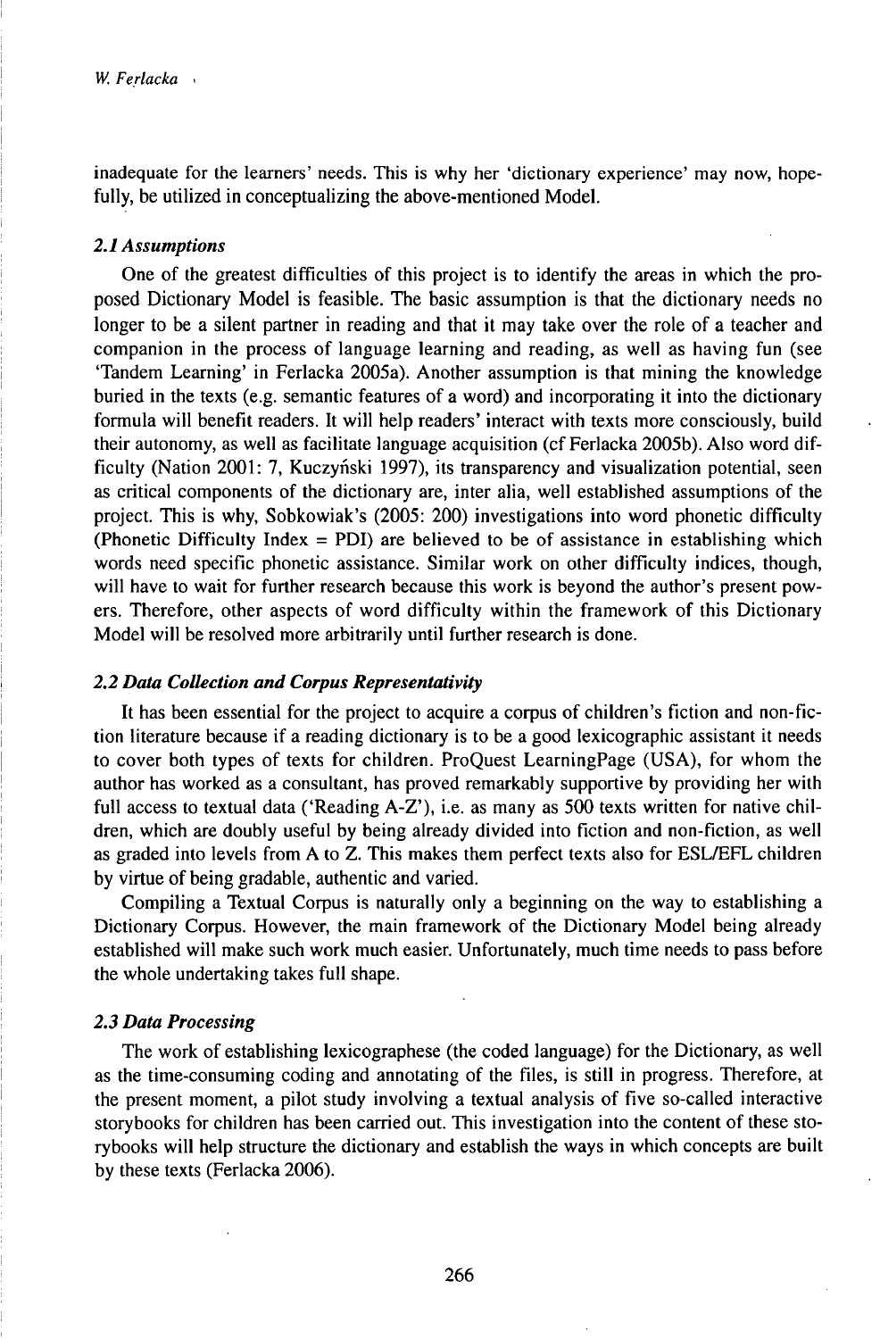inadequate for the learners' needs. This is why her 'dictionary experience' may now, hopefully, be utilized in conceptualizing the above-mentioned Model.

### *2.1 Assumptions*

One of the greatest difficulties of this project is to identify the areas in which the proposed Dictionary Model is feasible. The basic assumption is that the dictionary needs no longer to be a silent partner in reading and that it may take over the role of a teacher and companion in the process of language learning and reading, as well as having fun (see 'Tandem Learning' in Ferlacka 2005a). Another assumption is that mining the knowledge buried in the texts (e.g. semantic features of a word) and incorporating it into the dictionary formula will benefit readers. It will help readers' interact with texts more consciously, build their autonomy, as well as facilitate language acquisition (cf Ferlacka 2005b). Also word difficulty (Nation 2001: 7, Kuczyński 1997), its transparency and visualization potential, seen as critical components of the dictionary are, inter alia, well established assumptions of the project. This is why, Sobkowiak's (2005: 200) investigations into word phonetic difficulty (Phonetic Difficulty Index = PDI) are believed to be of assistance in establishing which words need specific phonetic assistance. Similar work on other difficulty indices, though, will have to wait for further research because this work is beyond the author's present powers. Therefore, other aspects of word difficulty within the framework of this Dictionary Model will be resolved more arbitrarily until further research is done.

### *2.2 Data Collection and Corpus Representativity*

It has been essential for the project to acquire a corpus of children's fiction and non-fiction literature because if a reading dictionary is to be a good lexicographic assistant it needs to cover both types of texts for children. ProQuest LearningPage (USA), for whom the author has worked as a consultant, has proved remarkably supportive by providing her with full access to textual data ('Reading A-Z'), i.e. as many as 500 texts written for native children, which are doubly useful by being already divided into fiction and non-fiction, as well as graded into levels from A to Z. This makes them perfect texts also for ESL/EFL children by virtue of being gradable, authentic and varied.

Compiling a Textual Corpus is naturally only a beginning on the way to establishing a Dictionary Corpus. However, the main framework of the Dictionary Model being already established will make such work much easier. Unfortunately, much time needs to pass before the whole undertaking takes full shape.

### *2.3 Data Processing*

The work of establishing lexicographese (the coded language) for the Dictionary, as well as the time-consuming coding and annotating of the files, is still in progress. Therefore, at the present moment, a pilot study involving a textual analysis of five so-called interactive storybooks for children has been carried out. This investigation into the content of these storybooks will help structure the dictionary and establish the ways in which concepts are built by these texts (Ferlacka 2006).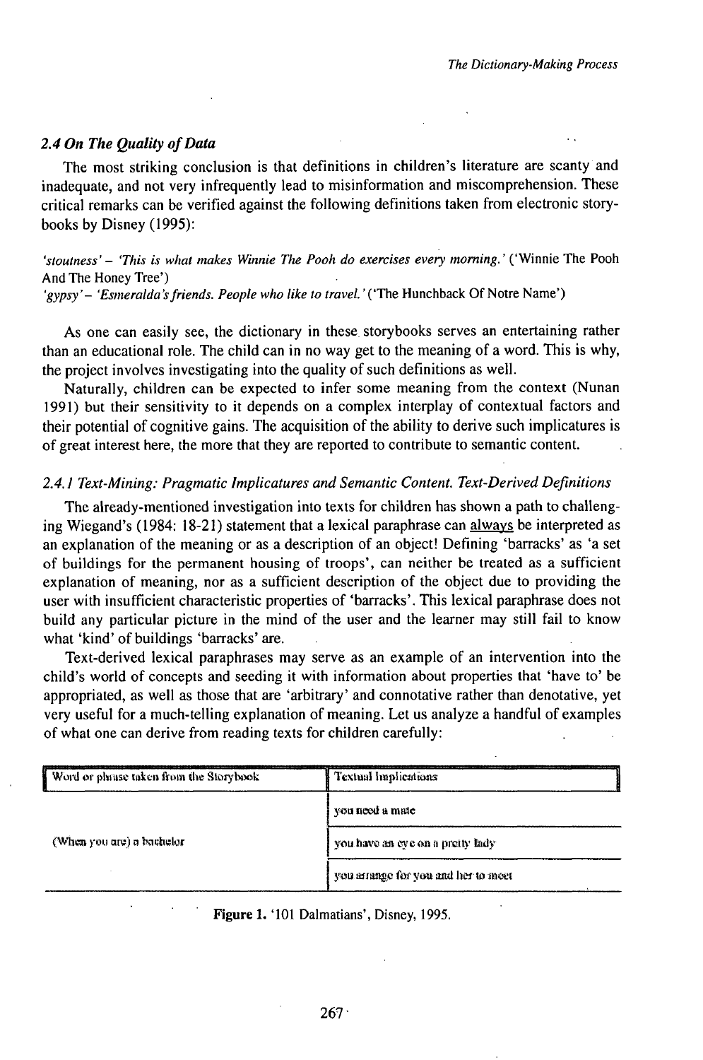### *2.4 On The Quality of Data*

The most striking conclusion is that definitions in children's literature are scanty and inadequate, and not very infrequently lead to misinformation and miscomprehension. These critical remarks can be verified against the following definitions taken from electronic storybooks by Disney (1995):

*'stoutness' – 'This is what makes Winnie The Pooh do exercises every morning.'* ('Winnie The Pooh And The Honey Tree')
*'gypsy' – 'Esmeralda's friends. People who like to travel.'* ('The Hunchback Of Notre Name')

As one can easily see, the dictionary in these storybooks serves an entertaining rather than an educational role. The child can in no way get to the meaning of a word. This is why, the project involves investigating into the quality of such definitions as well.

Naturally, children can be expected to infer some meaning from the context (Nunan 1991) but their sensitivity to it depends on a complex interplay of contextual factors and their potential of cognitive gains. The acquisition of the ability to derive such implicatures is of great interest here, the more that they are reported to contribute to semantic content.

#### *2.4.1 Text-Mining: Pragmatic Implicatures and Semantic Content. Text-Derived Definitions*

The already-mentioned investigation into texts for children has shown a path to challenging Wiegand's (1984: 18-21) statement that a lexical paraphrase can always be interpreted as an explanation of the meaning or as a description of an object! Defining 'barracks' as 'a set of buildings for the permanent housing of troops', can neither be treated as a sufficient explanation of meaning, nor as a sufficient description of the object due to providing the user with insufficient characteristic properties of 'barracks'. This lexical paraphrase does not build any particular picture in the mind of the user and the learner may still fail to know what 'kind' of buildings 'barracks' are.

Text-derived lexical paraphrases may serve as an example of an intervention into the child's world of concepts and seeding it with information about properties that 'have to' be appropriated, as well as those that are 'arbitrary' and connotative rather than denotative, yet very useful for a much-telling explanation of meaning. Let us analyze a handful of examples of what one can derive from reading texts for children carefully:

| Word or phrase taken from the Storybook | Textual Implications |
|---|---|
| (When you are) a bachelor | you need a mate |
| | you have an eye on a pretty lady |
| | you arrange for you and her to meet |

**Figure 1.** '101 Dalmatians', Disney, 1995.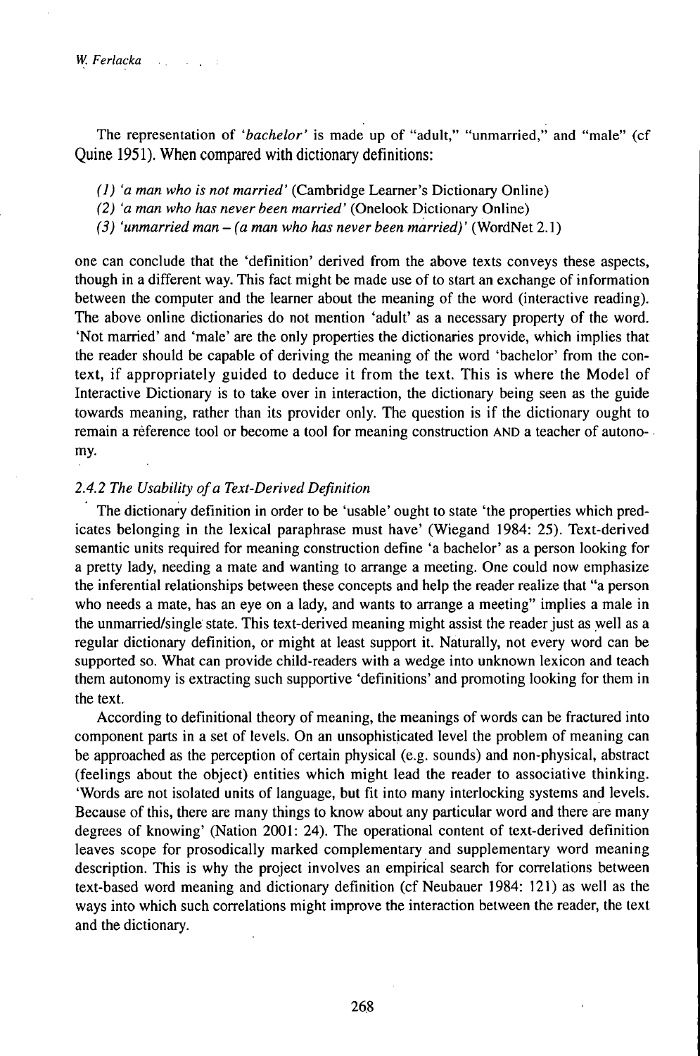The representation of *'bachelor'* is made up of "adult," "unmarried," and "male" (cf Quine 1951). When compared with dictionary definitions:

*(1) 'a man who is not married'* (Cambridge Learner's Dictionary Online)
*(2) 'a man who has never been married'* (Onelook Dictionary Online)
*(3) 'unmarried man – (a man who has never been married)'* (WordNet 2.1)

one can conclude that the 'definition' derived from the above texts conveys these aspects, though in a different way. This fact might be made use of to start an exchange of information between the computer and the learner about the meaning of the word (interactive reading). The above online dictionaries do not mention 'adult' as a necessary property of the word. 'Not married' and 'male' are the only properties the dictionaries provide, which implies that the reader should be capable of deriving the meaning of the word 'bachelor' from the context, if appropriately guided to deduce it from the text. This is where the Model of Interactive Dictionary is to take over in interaction, the dictionary being seen as the guide towards meaning, rather than its provider only. The question is if the dictionary ought to remain a reference tool or become a tool for meaning construction AND a teacher of autonomy.

### *2.4.2 The Usability of a Text-Derived Definition*

The dictionary definition in order to be 'usable' ought to state 'the properties which predicates belonging in the lexical paraphrase must have' (Wiegand 1984: 25). Text-derived semantic units required for meaning construction define 'a bachelor' as a person looking for a pretty lady, needing a mate and wanting to arrange a meeting. One could now emphasize the inferential relationships between these concepts and help the reader realize that "a person who needs a mate, has an eye on a lady, and wants to arrange a meeting" implies a male in the unmarried/single state. This text-derived meaning might assist the reader just as well as a regular dictionary definition, or might at least support it. Naturally, not every word can be supported so. What can provide child-readers with a wedge into unknown lexicon and teach them autonomy is extracting such supportive 'definitions' and promoting looking for them in the text.

According to definitional theory of meaning, the meanings of words can be fractured into component parts in a set of levels. On an unsophisticated level the problem of meaning can be approached as the perception of certain physical (e.g. sounds) and non-physical, abstract (feelings about the object) entities which might lead the reader to associative thinking. 'Words are not isolated units of language, but fit into many interlocking systems and levels. Because of this, there are many things to know about any particular word and there are many degrees of knowing' (Nation 2001: 24). The operational content of text-derived definition leaves scope for prosodically marked complementary and supplementary word meaning description. This is why the project involves an empirical search for correlations between text-based word meaning and dictionary definition (cf Neubauer 1984: 121) as well as the ways into which such correlations might improve the interaction between the reader, the text and the dictionary.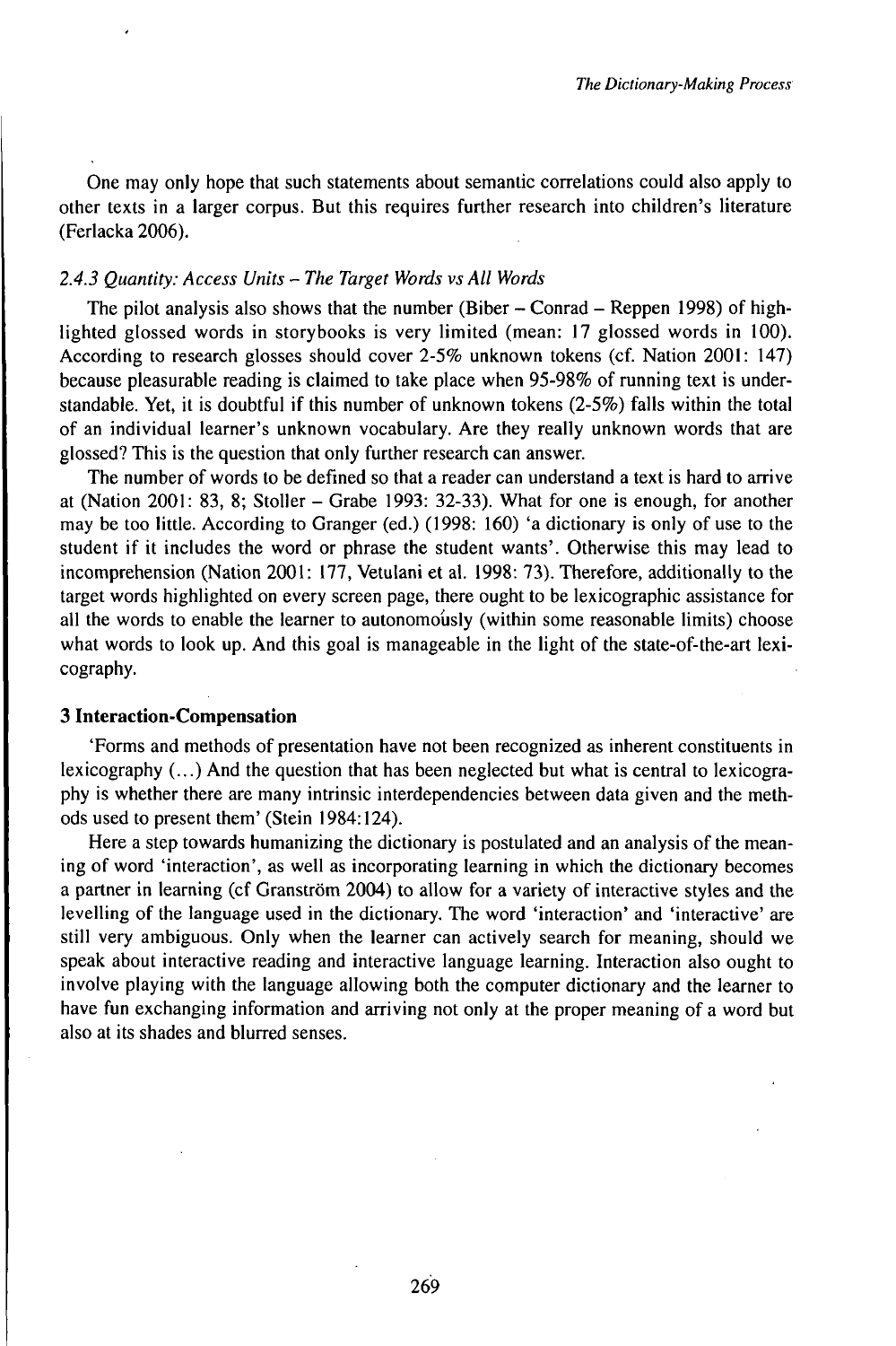One may only hope that such statements about semantic correlations could also apply to other texts in a larger corpus. But this requires further research into children's literature (Ferlacka 2006).

### *2.4.3 Quantity: Access Units – The Target Words vs All Words*

The pilot analysis also shows that the number (Biber – Conrad – Reppen 1998) of highlighted glossed words in storybooks is very limited (mean: 17 glossed words in 100). According to research glosses should cover 2-5% unknown tokens (cf. Nation 2001: 147) because pleasurable reading is claimed to take place when 95-98% of running text is understandable. Yet, it is doubtful if this number of unknown tokens (2-5%) falls within the total of an individual learner's unknown vocabulary. Are they really unknown words that are glossed? This is the question that only further research can answer.

The number of words to be defined so that a reader can understand a text is hard to arrive at (Nation 2001: 83, 8; Stoller – Grabe 1993: 32-33). What for one is enough, for another may be too little. According to Granger (ed.) (1998: 160) 'a dictionary is only of use to the student if it includes the word or phrase the student wants'. Otherwise this may lead to incomprehension (Nation 2001: 177, Vetulani et al. 1998: 73). Therefore, additionally to the target words highlighted on every screen page, there ought to be lexicographic assistance for all the words to enable the learner to autonomously (within some reasonable limits) choose what words to look up. And this goal is manageable in the light of the state-of-the-art lexicography.

## 3 Interaction-Compensation

'Forms and methods of presentation have not been recognized as inherent constituents in lexicography (...) And the question that has been neglected but what is central to lexicography is whether there are many intrinsic interdependencies between data given and the methods used to present them' (Stein 1984:124).

Here a step towards humanizing the dictionary is postulated and an analysis of the meaning of word 'interaction', as well as incorporating learning in which the dictionary becomes a partner in learning (cf Granström 2004) to allow for a variety of interactive styles and the levelling of the language used in the dictionary. The word 'interaction' and 'interactive' are still very ambiguous. Only when the learner can actively search for meaning, should we speak about interactive reading and interactive language learning. Interaction also ought to involve playing with the language allowing both the computer dictionary and the learner to have fun exchanging information and arriving not only at the proper meaning of a word but also at its shades and blurred senses.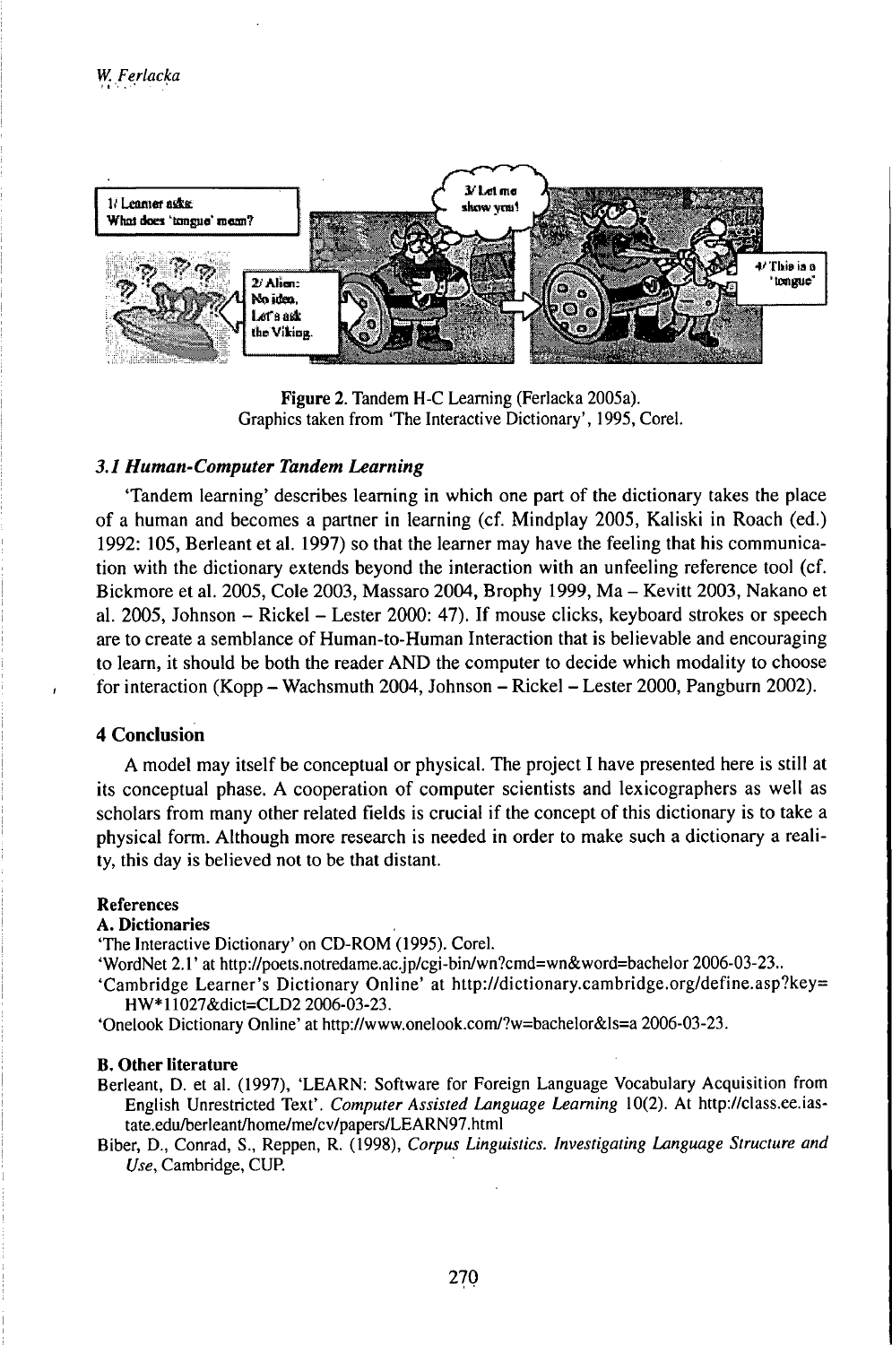Figure 2. Tandem H-C Learning (Ferlacka 2005a).
Graphics taken from 'The Interactive Dictionary', 1995, Corel.

### *3.1 Human-Computer Tandem Learning*

'Tandem learning' describes learning in which one part of the dictionary takes the place of a human and becomes a partner in learning (cf. Mindplay 2005, Kaliski in Roach (ed.) 1992: 105, Berleant et al. 1997) so that the learner may have the feeling that his communication with the dictionary extends beyond the interaction with an unfeeling reference tool (cf. Bickmore et al. 2005, Cole 2003, Massaro 2004, Brophy 1999, Ma – Kevitt 2003, Nakano et al. 2005, Johnson – Rickel – Lester 2000: 47). If mouse clicks, keyboard strokes or speech are to create a semblance of Human-to-Human Interaction that is believable and encouraging to learn, it should be both the reader AND the computer to decide which modality to choose for interaction (Kopp – Wachsmuth 2004, Johnson – Rickel – Lester 2000, Pangburn 2002).

## 4 Conclusion

A model may itself be conceptual or physical. The project I have presented here is still at its conceptual phase. A cooperation of computer scientists and lexicographers as well as scholars from many other related fields is crucial if the concept of this dictionary is to take a physical form. Although more research is needed in order to make such a dictionary a reality, this day is believed not to be that distant.

### References

#### A. Dictionaries

'The Interactive Dictionary' on CD-ROM (1995). Corel.

'WordNet 2.1' at http://poets.notredame.ac.jp/cgi-bin/wn?cmd=wn&word=bachelor 2006-03-23..

'Cambridge Learner's Dictionary Online' at http://dictionary.cambridge.org/define.asp?key=HW*11027&dict=CLD2 2006-03-23.

'Onelook Dictionary Online' at http://www.onelook.com/?w=bachelor&ls=a 2006-03-23.

#### B. Other literature

Berleant, D. et al. (1997), 'LEARN: Software for Foreign Language Vocabulary Acquisition from English Unrestricted Text'. *Computer Assisted Language Learning* 10(2). At http://class.ee.iastate.edu/berleant/home/me/cv/papers/LEARN97.html

Biber, D., Conrad, S., Reppen, R. (1998), *Corpus Linguistics. Investigating Language Structure and Use*, Cambridge, CUP.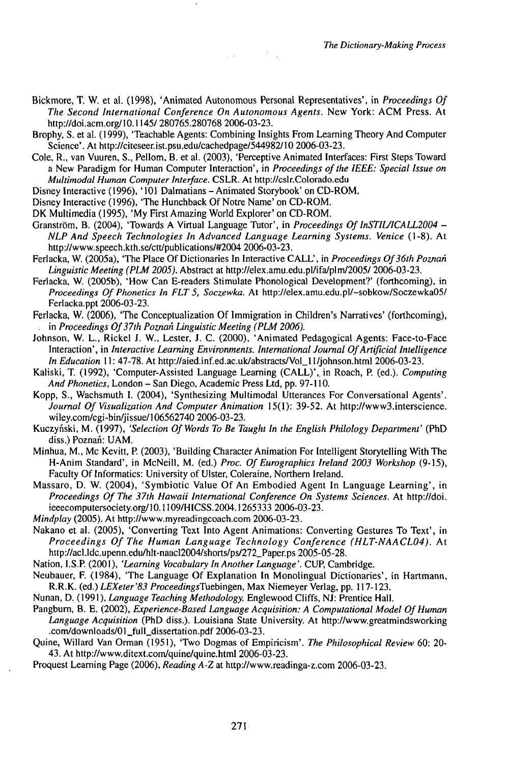Bickmore, T. W. et al. (1998), 'Animated Autonomous Personal Representatives', in *Proceedings Of The Second International Conference On Autonomous Agents*. New York: ACM Press. At http://doi.acm.org/10.1145/ 280765.280768 2006-03-23.

Brophy, S. et al. (1999), 'Teachable Agents: Combining Insights From Learning Theory And Computer Science'. At http://citeseer.ist.psu.edu/cachedpage/544982/10 2006-03-23.

Cole, R., van Vuuren, S., Pellom, B. et al. (2003), 'Perceptive Animated Interfaces: First Steps Toward a New Paradigm for Human Computer Interaction', in *Proceedings of the IEEE: Special Issue on Multimodal Human Computer Interface*. CSLR. At http://cslr.Colorado.edu

Disney Interactive (1996), '101 Dalmatians – Animated Storybook' on CD-ROM.

Disney Interactive (1996), 'The Hunchback Of Notre Name' on CD-ROM.

DK Multimedia (1995), 'My First Amazing World Explorer' on CD-ROM.

Granström, B. (2004), 'Towards A Virtual Language Tutor', in *Proceedings Of InSTIL/ICALL2004 – NLP And Speech Technologies In Advanced Language Learning Systems. Venice* (1-8). At http://www.speech.kth.se/ctt/publications/#2004 2006-03-23.

Ferlacka, W. (2005a), 'The Place Of Dictionaries In Interactive CALL', in *Proceedings Of 36th Poznań Linguistic Meeting (PLM 2005)*. Abstract at http://elex.amu.edu.pl/ifa/plm/2005/ 2006-03-23.

Ferlacka, W. (2005b), 'How Can E-readers Stimulate Phonological Development?' (forthcoming), in *Proceedings Of Phonetics In FLT 5, Soczewka*. At http://elex.amu.edu.pl/~sobkow/Soczewka05/ Ferlacka.ppt 2006-03-23.

Ferlacka, W. (2006), 'The Conceptualization Of Immigration in Children's Narratives' (forthcoming), in *Proceedings Of 37th Poznań Linguistic Meeting (PLM 2006)*.

Johnson, W. L., Rickel J. W., Lester, J. C. (2000), 'Animated Pedagogical Agents: Face-to-Face Interaction', in *Interactive Learning Environments. International Journal Of Artificial Intelligence In Education* 11: 47-78. At http://aied.inf.ed.ac.uk/abstracts/Vol_11/johnson.html 2006-03-23.

Kaliski, T. (1992), 'Computer-Assisted Language Learning (CALL)', in Roach, P. (ed.). *Computing And Phonetics*, London – San Diego, Academic Press Ltd, pp. 97-110.

Kopp, S., Wachsmuth I. (2004), 'Synthesizing Multimodal Utterances For Conversational Agents'. *Journal Of Visualization And Computer Animation* 15(1): 39-52. At http://www3.interscience.wiley.com/cgi-bin/jissue/106562740 2006-03-23.

Kuczyński, M. (1997), *'Selection Of Words To Be Taught In the English Philology Department'* (PhD diss.) Poznań: UAM.

Minhua, M., Mc Kevitt, P. (2003), 'Building Character Animation For Intelligent Storytelling With The H-Anim Standard', in McNeill, M. (ed.) *Proc. Of Eurographics Ireland 2003 Workshop* (9-15), Faculty Of Informatics: University of Ulster, Coleraine, Northern Ireland.

Massaro, D. W. (2004), 'Symbiotic Value Of An Embodied Agent In Language Learning', in *Proceedings Of The 37th Hawaii International Conference On Systems Sciences*. At http://doi.ieeecomputersociety.org/10.1109/HICSS.2004.1265333 2006-03-23.

*Mindplay* (2005). At http://www.myreadingcoach.com 2006-03-23.

Nakano et al. (2005), 'Converting Text Into Agent Animations: Converting Gestures To Text', in *Proceedings Of The Human Language Technology Conference (HLT-NAACL04)*. At http://acl.ldc.upenn.edu/hlt-naacl2004/shorts/ps/272_Paper.ps 2005-05-28.

Nation, I.S.P. (2001), *'Learning Vocabulary In Another Language'*. CUP, Cambridge.

Neubauer, F. (1984), 'The Language Of Explanation In Monolingual Dictionaries', in Hartmann, R.R.K. (ed.) *LEXeter'83 Proceedings*Tuebingen, Max Niemeyer Verlag, pp. 117-123.

Nunan, D. (1991), *Language Teaching Methodology.* Englewood Cliffs, NJ: Prentice Hall.

Pangburn, B. E. (2002), *Experience-Based Language Acquisition: A Computational Model Of Human Language Acquisition* (PhD diss.). Louisiana State University. At http://www.greatmindsworking.com/downloads/01_full_dissertation.pdf 2006-03-23.

Quine, Willard Van Orman (1951), 'Two Dogmas of Empiricism'. *The Philosophical Review* 60: 20-43. At http://www.ditext.com/quine/quine.html 2006-03-23.

Proquest Learning Page (2006), *Reading A-Z* at http://www.readinga-z.com 2006-03-23.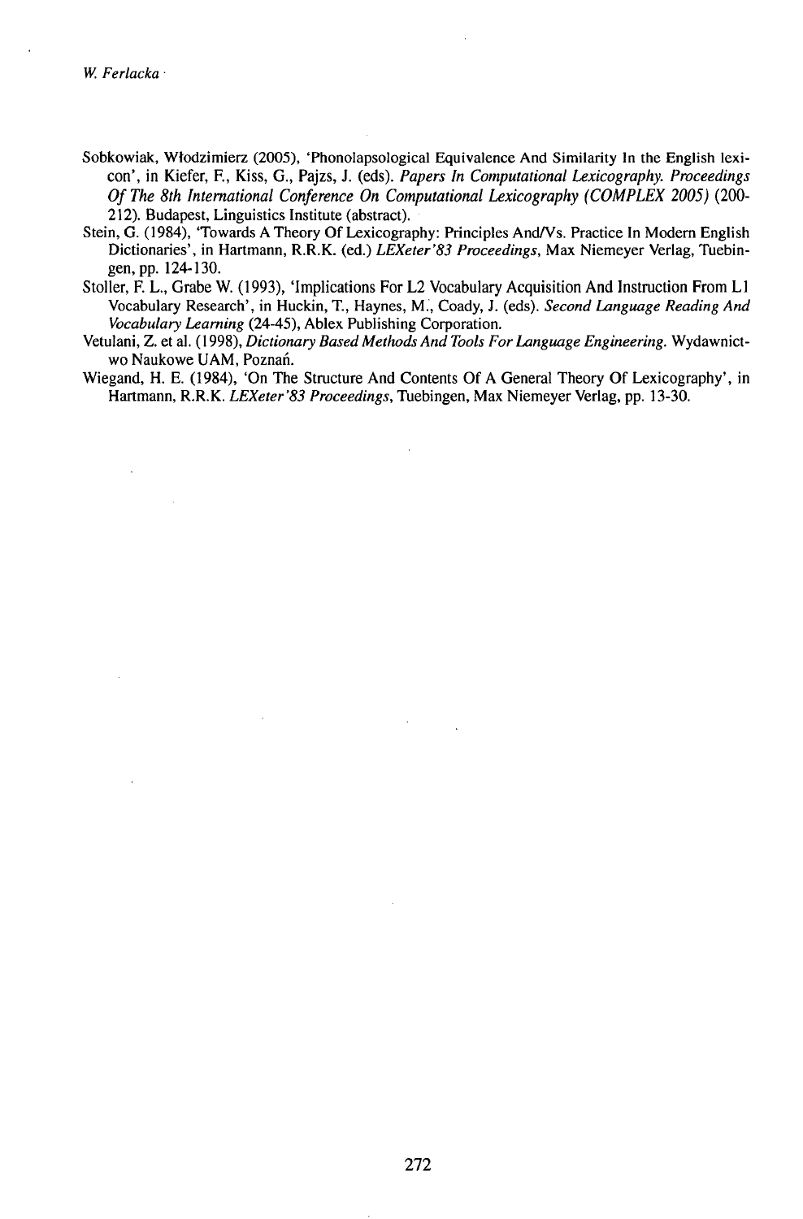Sobkowiak, Włodzimierz (2005), 'Phonolapsological Equivalence And Similarity In the English lexicon', in Kiefer, F., Kiss, G., Pajzs, J. (eds). *Papers In Computational Lexicography. Proceedings Of The 8th International Conference On Computational Lexicography (COMPLEX 2005)* (200-212). Budapest, Linguistics Institute (abstract).

Stein, G. (1984), 'Towards A Theory Of Lexicography: Principles And/Vs. Practice In Modern English Dictionaries', in Hartmann, R.R.K. (ed.) *LEXeter'83 Proceedings*, Max Niemeyer Verlag, Tuebingen, pp. 124-130.

Stoller, F. L., Grabe W. (1993), 'Implications For L2 Vocabulary Acquisition And Instruction From L1 Vocabulary Research', in Huckin, T., Haynes, M., Coady, J. (eds). *Second Language Reading And Vocabulary Learning* (24-45), Ablex Publishing Corporation.

Vetulani, Z. et al. (1998), *Dictionary Based Methods And Tools For Language Engineering*. Wydawnictwo Naukowe UAM, Poznań.

Wiegand, H. E. (1984), 'On The Structure And Contents Of A General Theory Of Lexicography', in Hartmann, R.R.K. *LEXeter'83 Proceedings*, Tuebingen, Max Niemeyer Verlag, pp. 13-30.